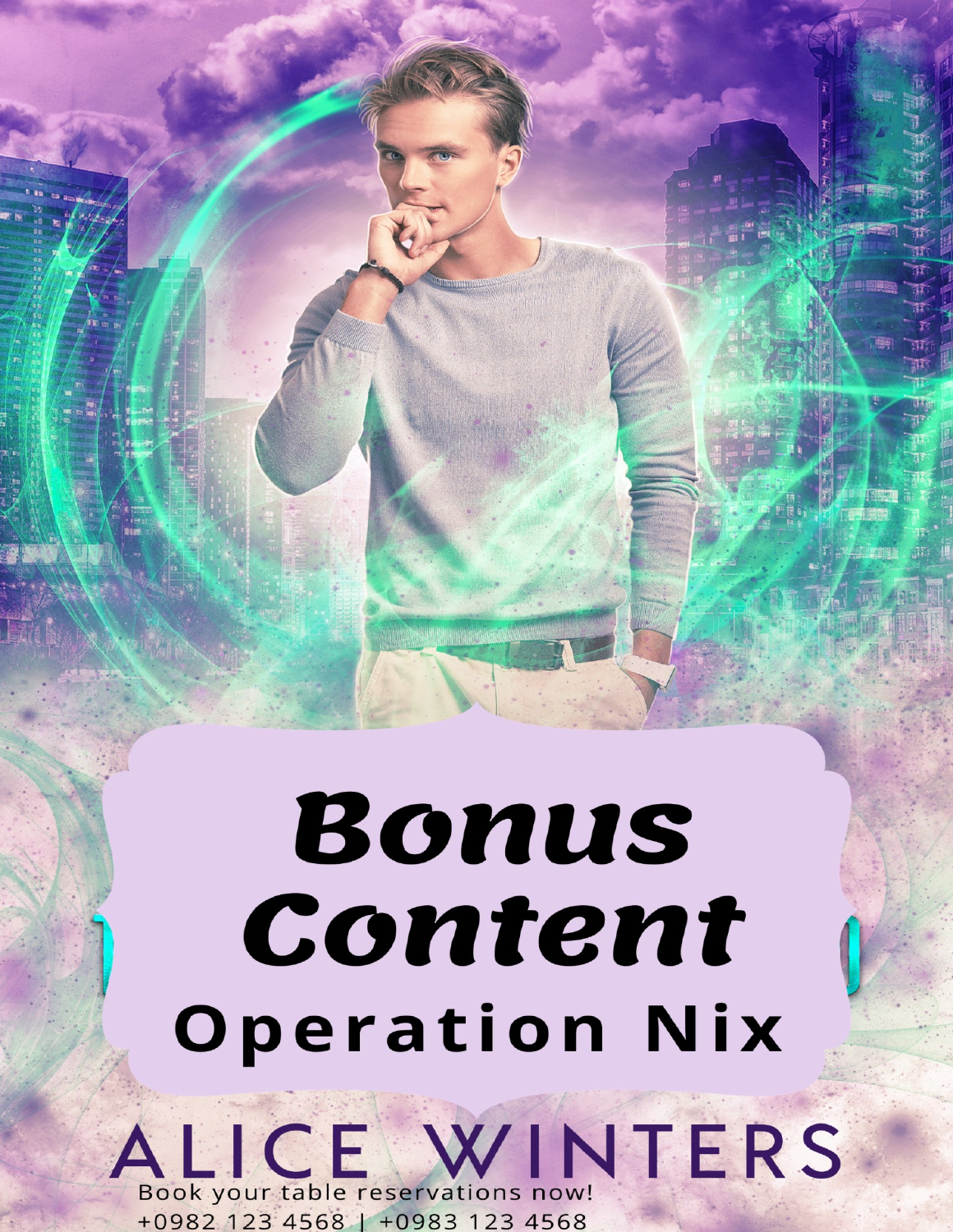# Bonus Content

## Operation Nix

ALICE WINTERS

Book your table reservations now!
+0982 123 4568 | +0983 123 4568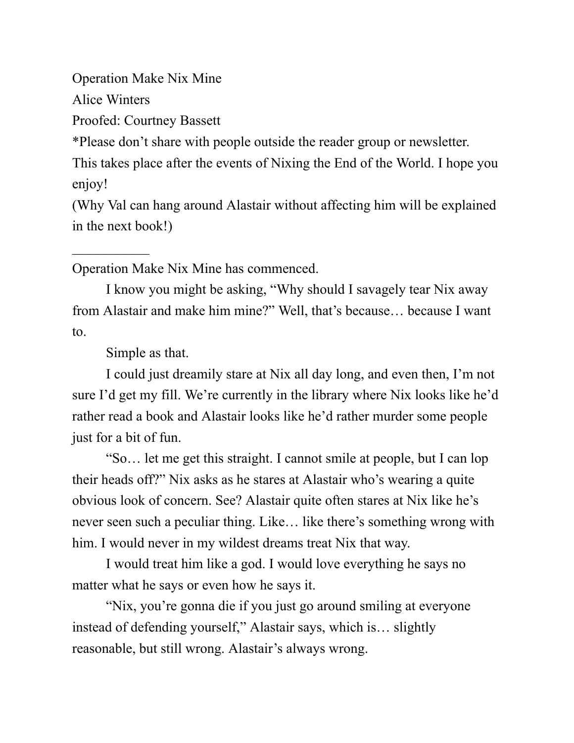Operation Make Nix Mine

Alice Winters

Proofed: Courtney Bassett

*Please don't share with people outside the reader group or newsletter.

This takes place after the events of Nixing the End of the World. I hope you enjoy!

(Why Val can hang around Alastair without affecting him will be explained in the next book!)

___________

Operation Make Nix Mine has commenced.

I know you might be asking, "Why should I savagely tear Nix away from Alastair and make him mine?" Well, that's because… because I want to.

Simple as that.

I could just dreamily stare at Nix all day long, and even then, I'm not sure I'd get my fill. We're currently in the library where Nix looks like he'd rather read a book and Alastair looks like he'd rather murder some people just for a bit of fun.

"So… let me get this straight. I cannot smile at people, but I can lop their heads off?" Nix asks as he stares at Alastair who's wearing a quite obvious look of concern. See? Alastair quite often stares at Nix like he's never seen such a peculiar thing. Like… like there's something wrong with him. I would never in my wildest dreams treat Nix that way.

I would treat him like a god. I would love everything he says no matter what he says or even how he says it.

"Nix, you're gonna die if you just go around smiling at everyone instead of defending yourself," Alastair says, which is… slightly reasonable, but still wrong. Alastair's always wrong.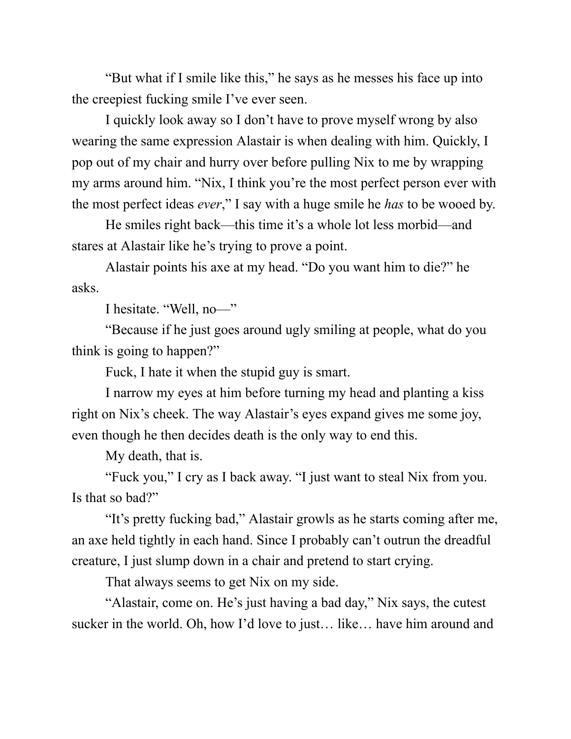"But what if I smile like this," he says as he messes his face up into the creepiest fucking smile I've ever seen.

I quickly look away so I don't have to prove myself wrong by also wearing the same expression Alastair is when dealing with him. Quickly, I pop out of my chair and hurry over before pulling Nix to me by wrapping my arms around him. "Nix, I think you're the most perfect person ever with the most perfect ideas *ever*," I say with a huge smile he *has* to be wooed by.

He smiles right back—this time it's a whole lot less morbid—and stares at Alastair like he's trying to prove a point.

Alastair points his axe at my head. "Do you want him to die?" he asks.

I hesitate. "Well, no—"

"Because if he just goes around ugly smiling at people, what do you think is going to happen?"

Fuck, I hate it when the stupid guy is smart.

I narrow my eyes at him before turning my head and planting a kiss right on Nix's cheek. The way Alastair's eyes expand gives me some joy, even though he then decides death is the only way to end this.

My death, that is.

"Fuck you," I cry as I back away. "I just want to steal Nix from you. Is that so bad?"

"It's pretty fucking bad," Alastair growls as he starts coming after me, an axe held tightly in each hand. Since I probably can't outrun the dreadful creature, I just slump down in a chair and pretend to start crying.

That always seems to get Nix on my side.

"Alastair, come on. He's just having a bad day," Nix says, the cutest sucker in the world. Oh, how I'd love to just… like… have him around and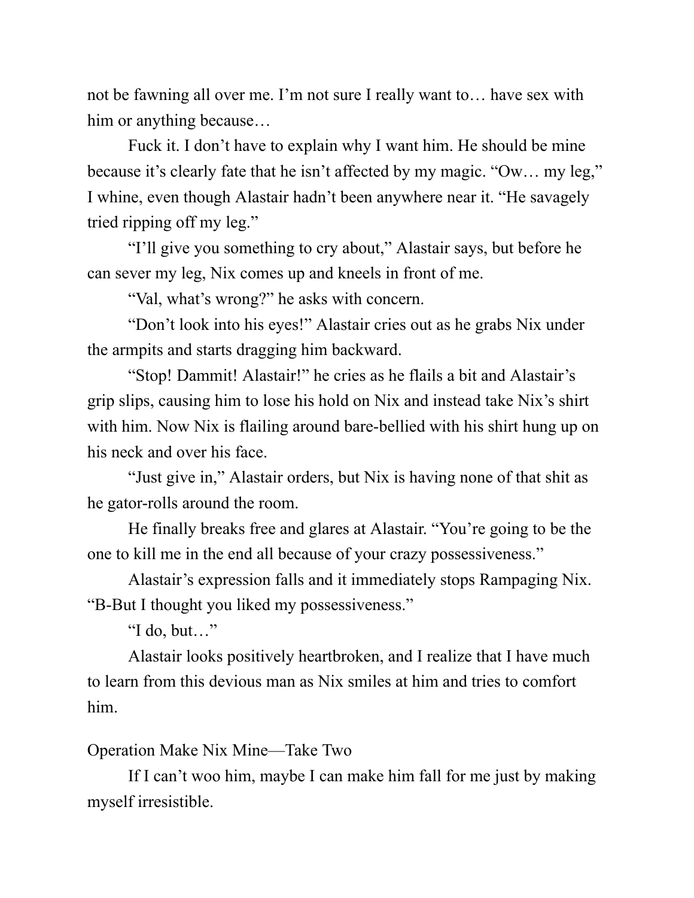not be fawning all over me. I'm not sure I really want to… have sex with him or anything because…

Fuck it. I don't have to explain why I want him. He should be mine because it's clearly fate that he isn't affected by my magic. "Ow… my leg," I whine, even though Alastair hadn't been anywhere near it. "He savagely tried ripping off my leg."

"I'll give you something to cry about," Alastair says, but before he can sever my leg, Nix comes up and kneels in front of me.

"Val, what's wrong?" he asks with concern.

"Don't look into his eyes!" Alastair cries out as he grabs Nix under the armpits and starts dragging him backward.

"Stop! Dammit! Alastair!" he cries as he flails a bit and Alastair's grip slips, causing him to lose his hold on Nix and instead take Nix's shirt with him. Now Nix is flailing around bare-bellied with his shirt hung up on his neck and over his face.

"Just give in," Alastair orders, but Nix is having none of that shit as he gator-rolls around the room.

He finally breaks free and glares at Alastair. "You're going to be the one to kill me in the end all because of your crazy possessiveness."

Alastair's expression falls and it immediately stops Rampaging Nix. "B-But I thought you liked my possessiveness."

"I do, but…"

Alastair looks positively heartbroken, and I realize that I have much to learn from this devious man as Nix smiles at him and tries to comfort him.

Operation Make Nix Mine—Take Two

If I can't woo him, maybe I can make him fall for me just by making myself irresistible.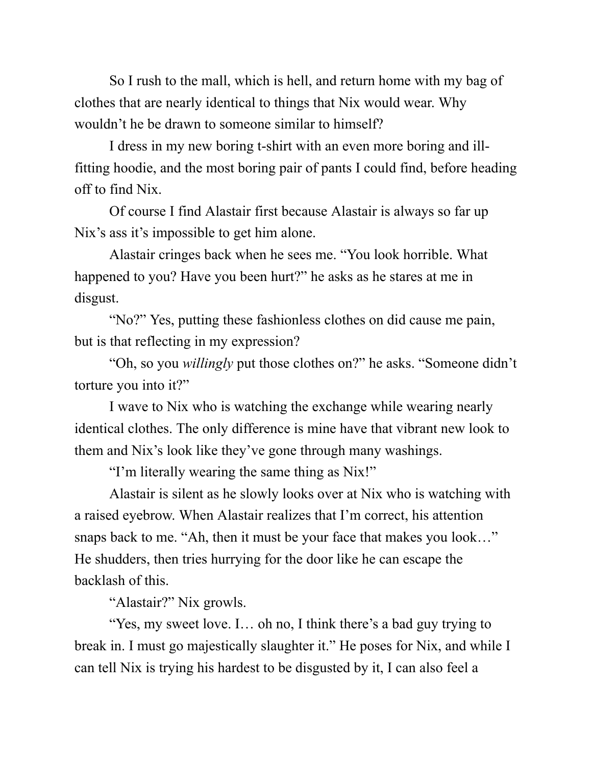So I rush to the mall, which is hell, and return home with my bag of clothes that are nearly identical to things that Nix would wear. Why wouldn't he be drawn to someone similar to himself?

I dress in my new boring t-shirt with an even more boring and ill-fitting hoodie, and the most boring pair of pants I could find, before heading off to find Nix.

Of course I find Alastair first because Alastair is always so far up Nix's ass it's impossible to get him alone.

Alastair cringes back when he sees me. "You look horrible. What happened to you? Have you been hurt?" he asks as he stares at me in disgust.

"No?" Yes, putting these fashionless clothes on did cause me pain, but is that reflecting in my expression?

"Oh, so you *willingly* put those clothes on?" he asks. "Someone didn't torture you into it?"

I wave to Nix who is watching the exchange while wearing nearly identical clothes. The only difference is mine have that vibrant new look to them and Nix's look like they've gone through many washings.

"I'm literally wearing the same thing as Nix!"

Alastair is silent as he slowly looks over at Nix who is watching with a raised eyebrow. When Alastair realizes that I'm correct, his attention snaps back to me. "Ah, then it must be your face that makes you look…" He shudders, then tries hurrying for the door like he can escape the backlash of this.

"Alastair?" Nix growls.

"Yes, my sweet love. I… oh no, I think there's a bad guy trying to break in. I must go majestically slaughter it." He poses for Nix, and while I can tell Nix is trying his hardest to be disgusted by it, I can also feel a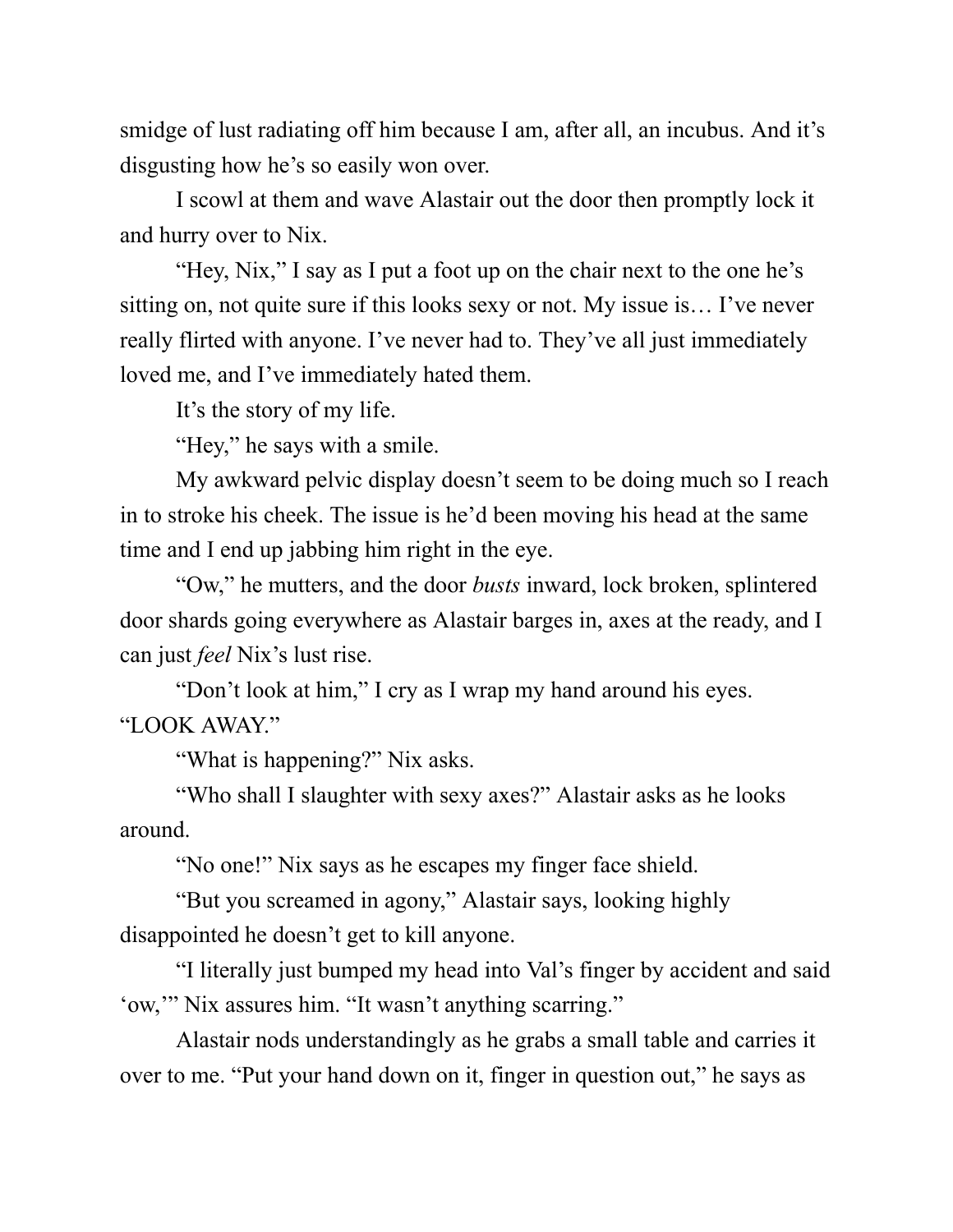smidge of lust radiating off him because I am, after all, an incubus. And it's disgusting how he's so easily won over.

I scowl at them and wave Alastair out the door then promptly lock it and hurry over to Nix.

"Hey, Nix," I say as I put a foot up on the chair next to the one he's sitting on, not quite sure if this looks sexy or not. My issue is… I've never really flirted with anyone. I've never had to. They've all just immediately loved me, and I've immediately hated them.

It's the story of my life.

"Hey," he says with a smile.

My awkward pelvic display doesn't seem to be doing much so I reach in to stroke his cheek. The issue is he'd been moving his head at the same time and I end up jabbing him right in the eye.

"Ow," he mutters, and the door *busts* inward, lock broken, splintered door shards going everywhere as Alastair barges in, axes at the ready, and I can just *feel* Nix's lust rise.

"Don't look at him," I cry as I wrap my hand around his eyes. "LOOK AWAY."

"What is happening?" Nix asks.

"Who shall I slaughter with sexy axes?" Alastair asks as he looks around.

"No one!" Nix says as he escapes my finger face shield.

"But you screamed in agony," Alastair says, looking highly disappointed he doesn't get to kill anyone.

"I literally just bumped my head into Val's finger by accident and said 'ow,'" Nix assures him. "It wasn't anything scarring."

Alastair nods understandingly as he grabs a small table and carries it over to me. "Put your hand down on it, finger in question out," he says as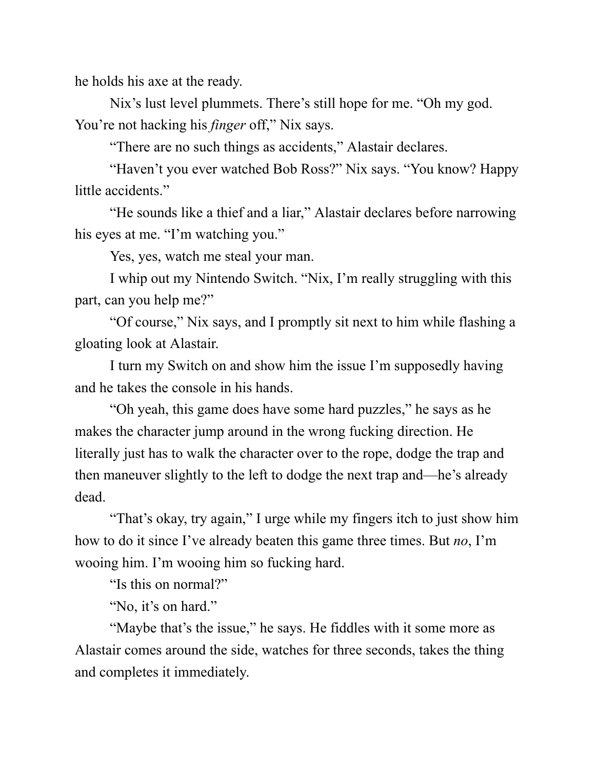he holds his axe at the ready.

Nix's lust level plummets. There's still hope for me. "Oh my god. You're not hacking his *finger* off," Nix says.

"There are no such things as accidents," Alastair declares.

"Haven't you ever watched Bob Ross?" Nix says. "You know? Happy little accidents."

"He sounds like a thief and a liar," Alastair declares before narrowing his eyes at me. "I'm watching you."

Yes, yes, watch me steal your man.

I whip out my Nintendo Switch. "Nix, I'm really struggling with this part, can you help me?"

"Of course," Nix says, and I promptly sit next to him while flashing a gloating look at Alastair.

I turn my Switch on and show him the issue I'm supposedly having and he takes the console in his hands.

"Oh yeah, this game does have some hard puzzles," he says as he makes the character jump around in the wrong fucking direction. He literally just has to walk the character over to the rope, dodge the trap and then maneuver slightly to the left to dodge the next trap and—he's already dead.

"That's okay, try again," I urge while my fingers itch to just show him how to do it since I've already beaten this game three times. But *no*, I'm wooing him. I'm wooing him so fucking hard.

"Is this on normal?"

"No, it's on hard."

"Maybe that's the issue," he says. He fiddles with it some more as Alastair comes around the side, watches for three seconds, takes the thing and completes it immediately.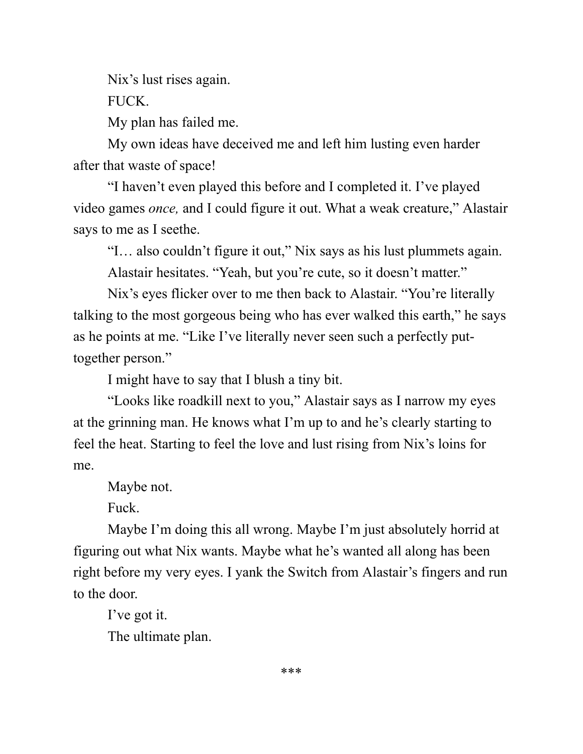Nix's lust rises again.

FUCK.

My plan has failed me.

My own ideas have deceived me and left him lusting even harder after that waste of space!

"I haven't even played this before and I completed it. I've played video games *once,* and I could figure it out. What a weak creature," Alastair says to me as I seethe.

"I… also couldn't figure it out," Nix says as his lust plummets again.

Alastair hesitates. "Yeah, but you're cute, so it doesn't matter."

Nix's eyes flicker over to me then back to Alastair. "You're literally talking to the most gorgeous being who has ever walked this earth," he says as he points at me. "Like I've literally never seen such a perfectly put-together person."

I might have to say that I blush a tiny bit.

"Looks like roadkill next to you," Alastair says as I narrow my eyes at the grinning man. He knows what I'm up to and he's clearly starting to feel the heat. Starting to feel the love and lust rising from Nix's loins for me.

Maybe not.

Fuck.

Maybe I'm doing this all wrong. Maybe I'm just absolutely horrid at figuring out what Nix wants. Maybe what he's wanted all along has been right before my very eyes. I yank the Switch from Alastair's fingers and run to the door.

I've got it.

The ultimate plan.

***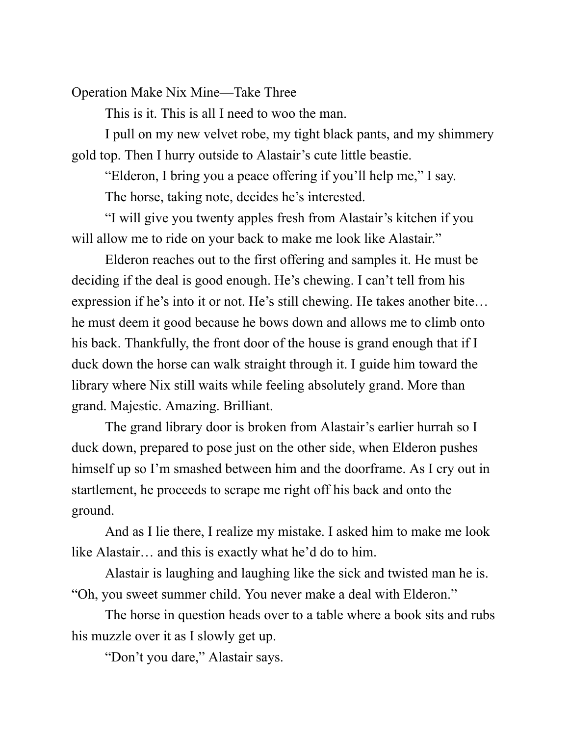Operation Make Nix Mine—Take Three

This is it. This is all I need to woo the man.

I pull on my new velvet robe, my tight black pants, and my shimmery gold top. Then I hurry outside to Alastair's cute little beastie.

"Elderon, I bring you a peace offering if you'll help me," I say.

The horse, taking note, decides he's interested.

"I will give you twenty apples fresh from Alastair's kitchen if you will allow me to ride on your back to make me look like Alastair."

Elderon reaches out to the first offering and samples it. He must be deciding if the deal is good enough. He's chewing. I can't tell from his expression if he's into it or not. He's still chewing. He takes another bite… he must deem it good because he bows down and allows me to climb onto his back. Thankfully, the front door of the house is grand enough that if I duck down the horse can walk straight through it. I guide him toward the library where Nix still waits while feeling absolutely grand. More than grand. Majestic. Amazing. Brilliant.

The grand library door is broken from Alastair's earlier hurrah so I duck down, prepared to pose just on the other side, when Elderon pushes himself up so I'm smashed between him and the doorframe. As I cry out in startlement, he proceeds to scrape me right off his back and onto the ground.

And as I lie there, I realize my mistake. I asked him to make me look like Alastair… and this is exactly what he'd do to him.

Alastair is laughing and laughing like the sick and twisted man he is. "Oh, you sweet summer child. You never make a deal with Elderon."

The horse in question heads over to a table where a book sits and rubs his muzzle over it as I slowly get up.

"Don't you dare," Alastair says.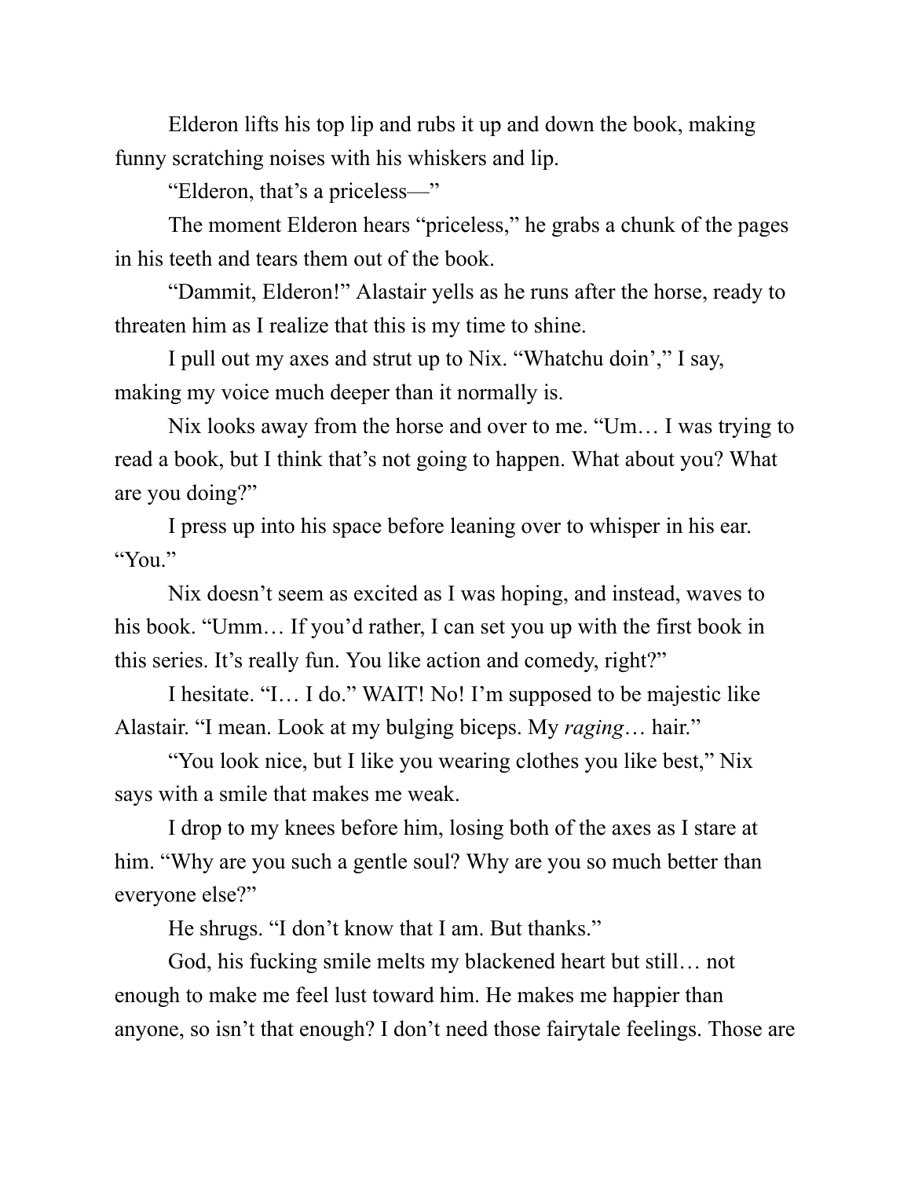Elderon lifts his top lip and rubs it up and down the book, making funny scratching noises with his whiskers and lip.

"Elderon, that's a priceless—"

The moment Elderon hears "priceless," he grabs a chunk of the pages in his teeth and tears them out of the book.

"Dammit, Elderon!" Alastair yells as he runs after the horse, ready to threaten him as I realize that this is my time to shine.

I pull out my axes and strut up to Nix. "Whatchu doin'," I say, making my voice much deeper than it normally is.

Nix looks away from the horse and over to me. "Um… I was trying to read a book, but I think that's not going to happen. What about you? What are you doing?"

I press up into his space before leaning over to whisper in his ear. "You."

Nix doesn't seem as excited as I was hoping, and instead, waves to his book. "Umm… If you'd rather, I can set you up with the first book in this series. It's really fun. You like action and comedy, right?"

I hesitate. "I… I do." WAIT! No! I'm supposed to be majestic like Alastair. "I mean. Look at my bulging biceps. My *raging*… hair."

"You look nice, but I like you wearing clothes you like best," Nix says with a smile that makes me weak.

I drop to my knees before him, losing both of the axes as I stare at him. "Why are you such a gentle soul? Why are you so much better than everyone else?"

He shrugs. "I don't know that I am. But thanks."

God, his fucking smile melts my blackened heart but still… not enough to make me feel lust toward him. He makes me happier than anyone, so isn't that enough? I don't need those fairytale feelings. Those are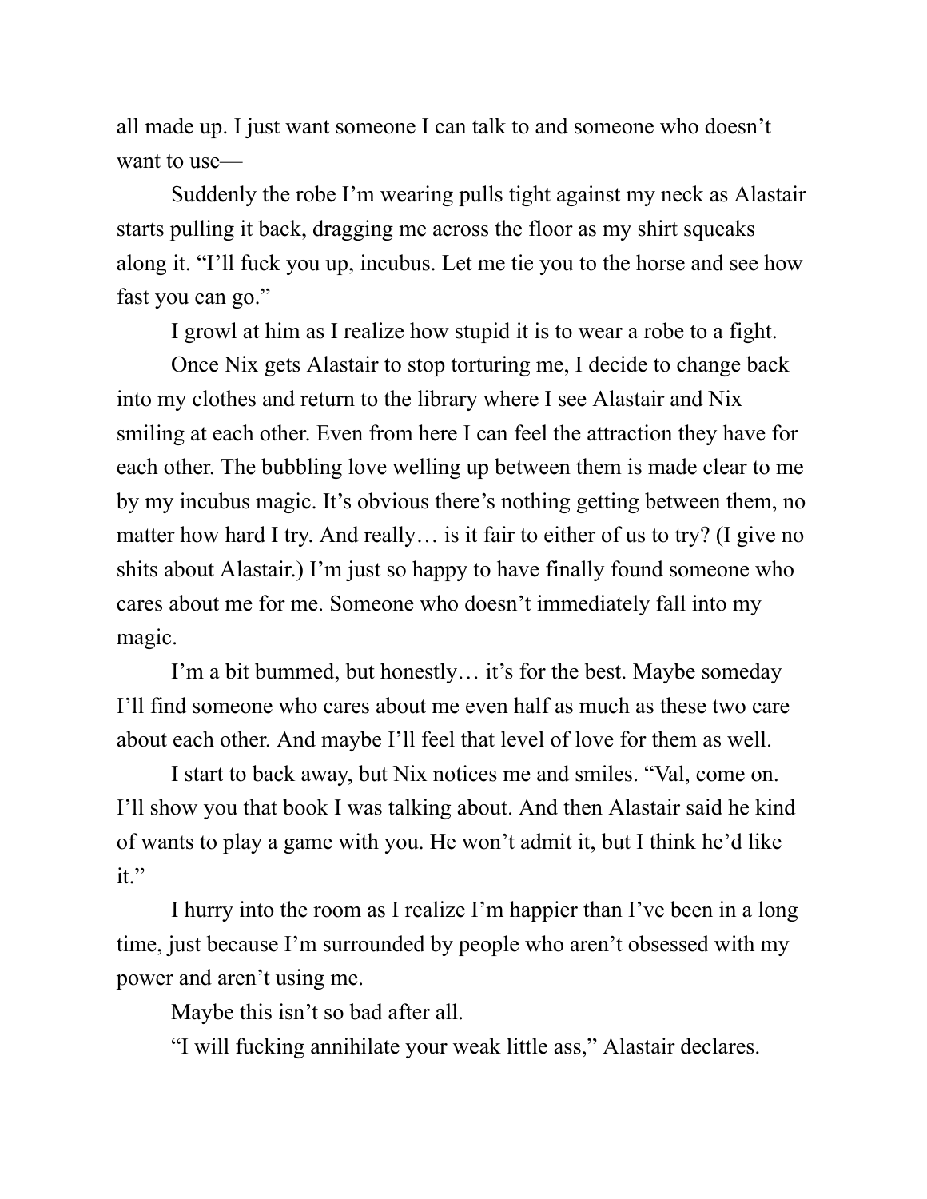all made up. I just want someone I can talk to and someone who doesn't want to use—

Suddenly the robe I'm wearing pulls tight against my neck as Alastair starts pulling it back, dragging me across the floor as my shirt squeaks along it. "I'll fuck you up, incubus. Let me tie you to the horse and see how fast you can go."

I growl at him as I realize how stupid it is to wear a robe to a fight.

Once Nix gets Alastair to stop torturing me, I decide to change back into my clothes and return to the library where I see Alastair and Nix smiling at each other. Even from here I can feel the attraction they have for each other. The bubbling love welling up between them is made clear to me by my incubus magic. It's obvious there's nothing getting between them, no matter how hard I try. And really… is it fair to either of us to try? (I give no shits about Alastair.) I'm just so happy to have finally found someone who cares about me for me. Someone who doesn't immediately fall into my magic.

I'm a bit bummed, but honestly… it's for the best. Maybe someday I'll find someone who cares about me even half as much as these two care about each other. And maybe I'll feel that level of love for them as well.

I start to back away, but Nix notices me and smiles. "Val, come on. I'll show you that book I was talking about. And then Alastair said he kind of wants to play a game with you. He won't admit it, but I think he'd like it."

I hurry into the room as I realize I'm happier than I've been in a long time, just because I'm surrounded by people who aren't obsessed with my power and aren't using me.

Maybe this isn't so bad after all.

"I will fucking annihilate your weak little ass," Alastair declares.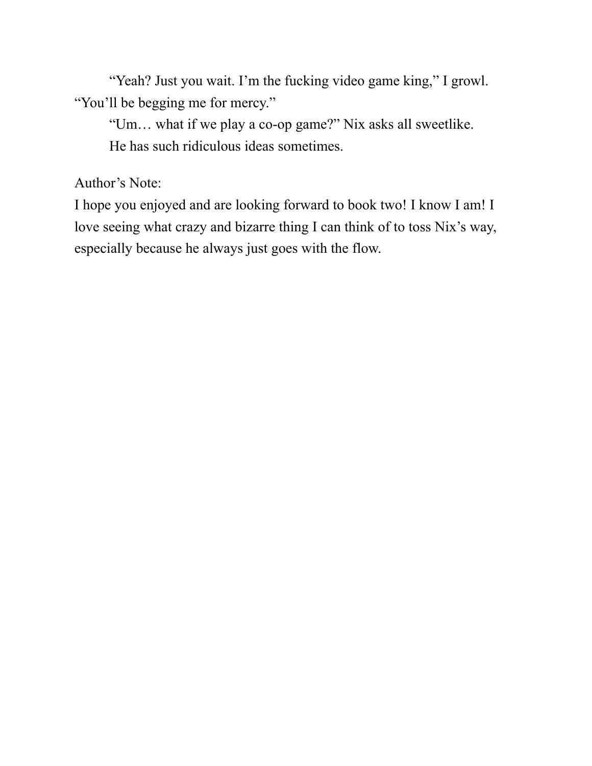"Yeah? Just you wait. I'm the fucking video game king," I growl. "You'll be begging me for mercy."

"Um… what if we play a co-op game?" Nix asks all sweetlike.

He has such ridiculous ideas sometimes.

Author's Note:

I hope you enjoyed and are looking forward to book two! I know I am! I love seeing what crazy and bizarre thing I can think of to toss Nix's way, especially because he always just goes with the flow.